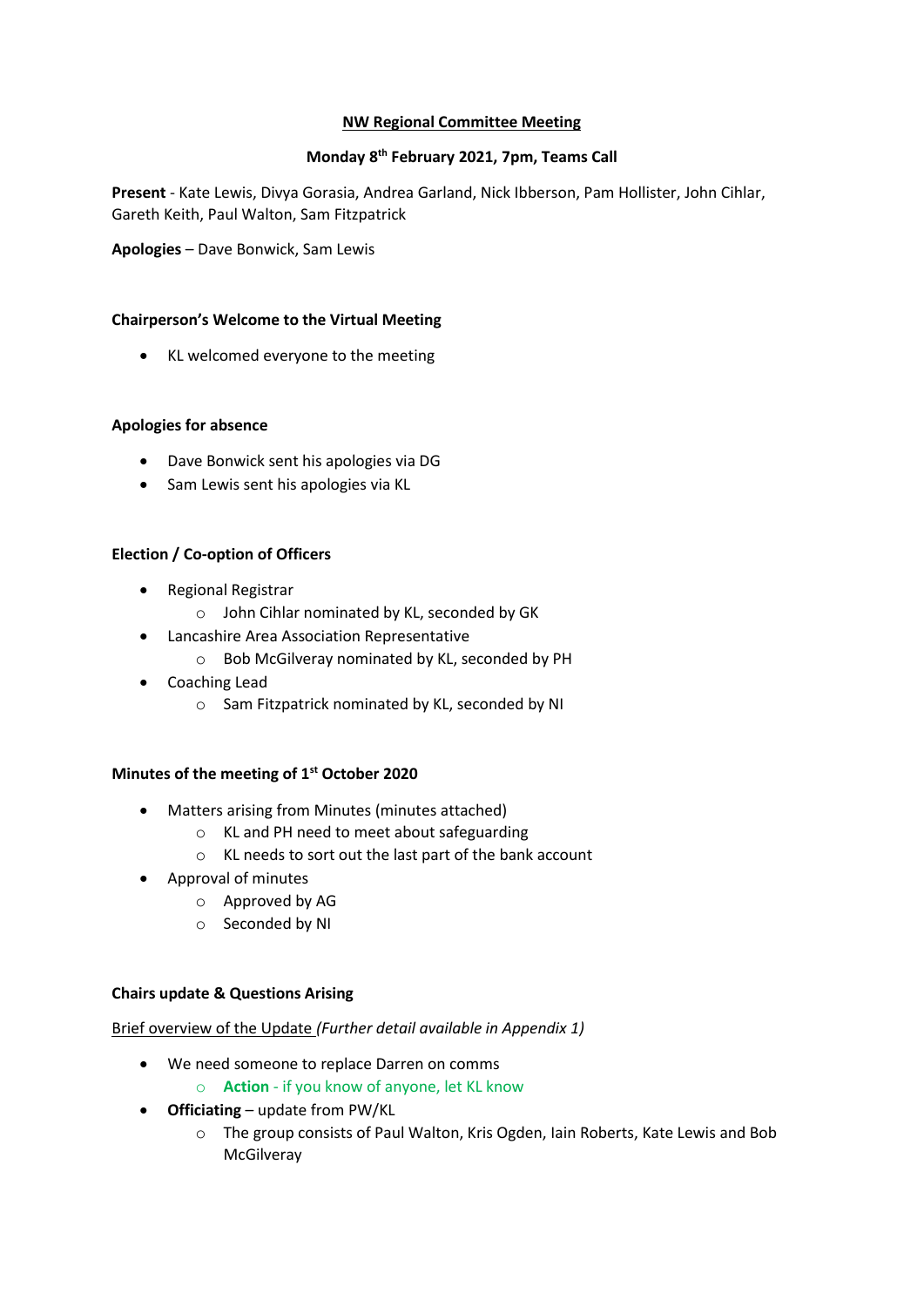# NW Regional Committee Meeting

**Monday 8th February 2021, 7pm, Teams Call**

**Present** - Kate Lewis, Divya Gorasia, Andrea Garland, Nick Ibberson, Pam Hollister, John Cihlar, Gareth Keith, Paul Walton, Sam Fitzpatrick

**Apologies** – Dave Bonwick, Sam Lewis

### Chairperson's Welcome to the Virtual Meeting

- KL welcomed everyone to the meeting

### Apologies for absence

- Dave Bonwick sent his apologies via DG
- Sam Lewis sent his apologies via KL

### Election / Co-option of Officers

- Regional Registrar
  - John Cihlar nominated by KL, seconded by GK
- Lancashire Area Association Representative
  - Bob McGilveray nominated by KL, seconded by PH
- Coaching Lead
  - Sam Fitzpatrick nominated by KL, seconded by NI

### Minutes of the meeting of 1st October 2020

- Matters arising from Minutes (minutes attached)
  - KL and PH need to meet about safeguarding
  - KL needs to sort out the last part of the bank account
- Approval of minutes
  - Approved by AG
  - Seconded by NI

### Chairs update & Questions Arising

Brief overview of the Update *(Further detail available in Appendix 1)*

- We need someone to replace Darren on comms
  - **Action** - if you know of anyone, let KL know
- **Officiating** – update from PW/KL
  - The group consists of Paul Walton, Kris Ogden, Iain Roberts, Kate Lewis and Bob McGilveray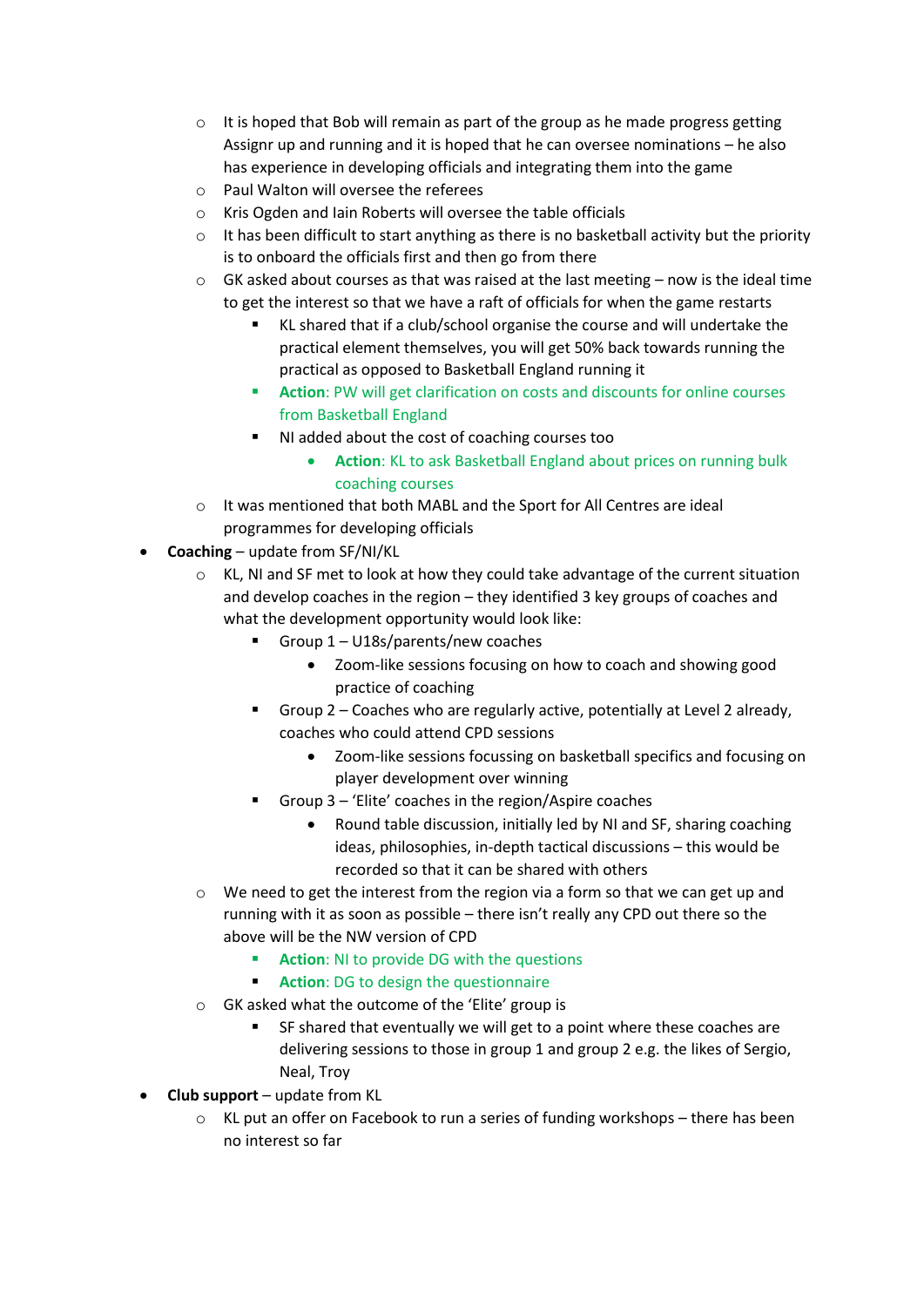- It is hoped that Bob will remain as part of the group as he made progress getting Assignr up and running and it is hoped that he can oversee nominations – he also has experience in developing officials and integrating them into the game
    - Paul Walton will oversee the referees
    - Kris Ogden and Iain Roberts will oversee the table officials
    - It has been difficult to start anything as there is no basketball activity but the priority is to onboard the officials first and then go from there
    - GK asked about courses as that was raised at the last meeting – now is the ideal time to get the interest so that we have a raft of officials for when the game restarts
        - KL shared that if a club/school organise the course and will undertake the practical element themselves, you will get 50% back towards running the practical as opposed to Basketball England running it
        - **Action**: PW will get clarification on costs and discounts for online courses from Basketball England
        - NI added about the cost of coaching courses too
            - **Action**: KL to ask Basketball England about prices on running bulk coaching courses
    - It was mentioned that both MABL and the Sport for All Centres are ideal programmes for developing officials
- **Coaching** – update from SF/NI/KL
    - KL, NI and SF met to look at how they could take advantage of the current situation and develop coaches in the region – they identified 3 key groups of coaches and what the development opportunity would look like:
        - Group 1 – U18s/parents/new coaches
            - Zoom-like sessions focusing on how to coach and showing good practice of coaching
        - Group 2 – Coaches who are regularly active, potentially at Level 2 already, coaches who could attend CPD sessions
            - Zoom-like sessions focussing on basketball specifics and focusing on player development over winning
        - Group 3 – 'Elite' coaches in the region/Aspire coaches
            - Round table discussion, initially led by NI and SF, sharing coaching ideas, philosophies, in-depth tactical discussions – this would be recorded so that it can be shared with others
    - We need to get the interest from the region via a form so that we can get up and running with it as soon as possible – there isn't really any CPD out there so the above will be the NW version of CPD
        - **Action**: NI to provide DG with the questions
        - **Action**: DG to design the questionnaire
    - GK asked what the outcome of the 'Elite' group is
        - SF shared that eventually we will get to a point where these coaches are delivering sessions to those in group 1 and group 2 e.g. the likes of Sergio, Neal, Troy
- **Club support** – update from KL
    - KL put an offer on Facebook to run a series of funding workshops – there has been no interest so far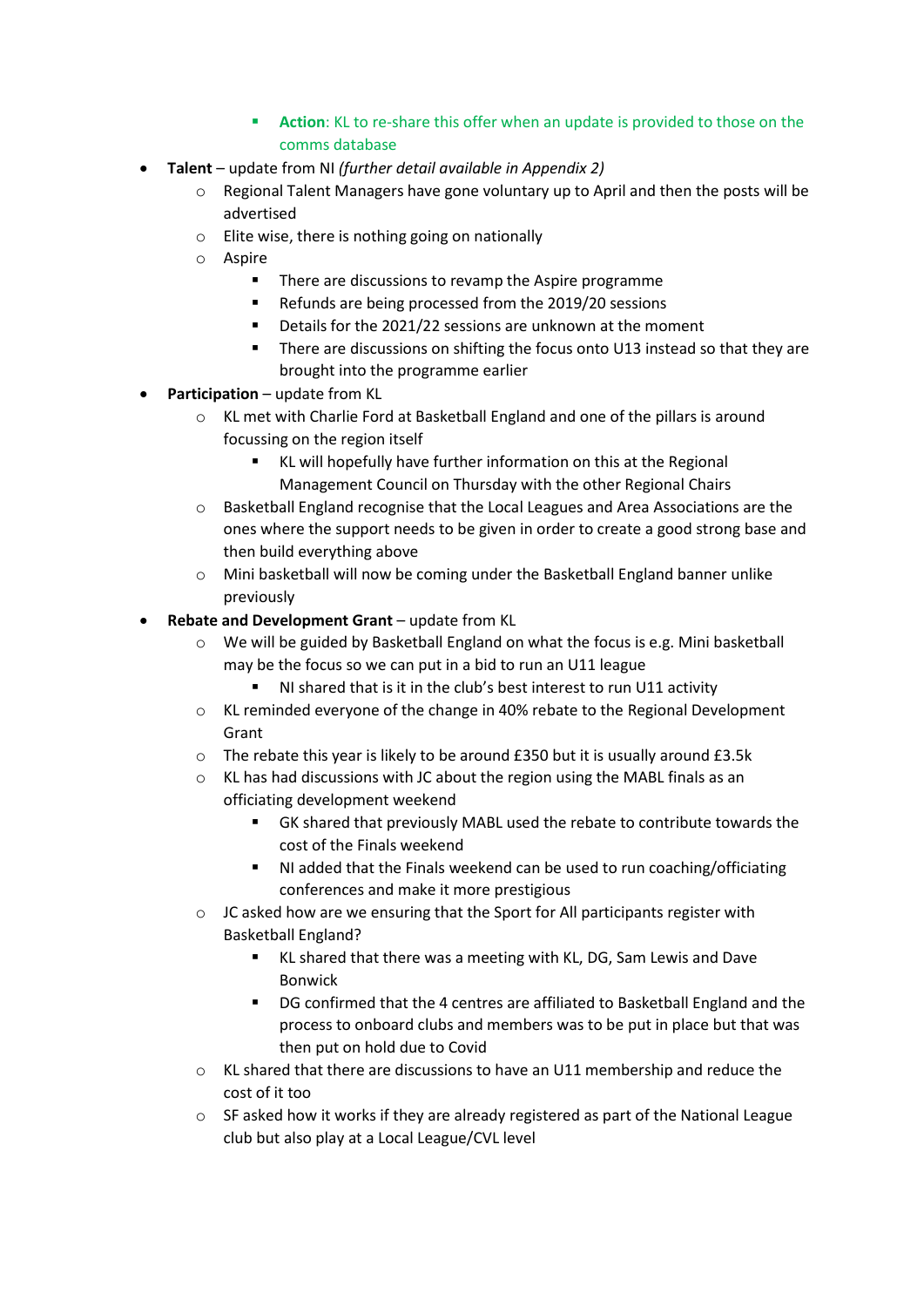- **Action**: KL to re-share this offer when an update is provided to those on the comms database
- **Talent** – update from NI *(further detail available in Appendix 2)*
    - Regional Talent Managers have gone voluntary up to April and then the posts will be advertised
    - Elite wise, there is nothing going on nationally
    - Aspire
        - There are discussions to revamp the Aspire programme
        - Refunds are being processed from the 2019/20 sessions
        - Details for the 2021/22 sessions are unknown at the moment
        - There are discussions on shifting the focus onto U13 instead so that they are brought into the programme earlier
- **Participation** – update from KL
    - KL met with Charlie Ford at Basketball England and one of the pillars is around focussing on the region itself
        - KL will hopefully have further information on this at the Regional Management Council on Thursday with the other Regional Chairs
    - Basketball England recognise that the Local Leagues and Area Associations are the ones where the support needs to be given in order to create a good strong base and then build everything above
    - Mini basketball will now be coming under the Basketball England banner unlike previously
- **Rebate and Development Grant** – update from KL
    - We will be guided by Basketball England on what the focus is e.g. Mini basketball may be the focus so we can put in a bid to run an U11 league
        - NI shared that is it in the club's best interest to run U11 activity
    - KL reminded everyone of the change in 40% rebate to the Regional Development Grant
    - The rebate this year is likely to be around £350 but it is usually around £3.5k
    - KL has had discussions with JC about the region using the MABL finals as an officiating development weekend
        - GK shared that previously MABL used the rebate to contribute towards the cost of the Finals weekend
        - NI added that the Finals weekend can be used to run coaching/officiating conferences and make it more prestigious
    - JC asked how are we ensuring that the Sport for All participants register with Basketball England?
        - KL shared that there was a meeting with KL, DG, Sam Lewis and Dave Bonwick
        - DG confirmed that the 4 centres are affiliated to Basketball England and the process to onboard clubs and members was to be put in place but that was then put on hold due to Covid
    - KL shared that there are discussions to have an U11 membership and reduce the cost of it too
    - SF asked how it works if they are already registered as part of the National League club but also play at a Local League/CVL level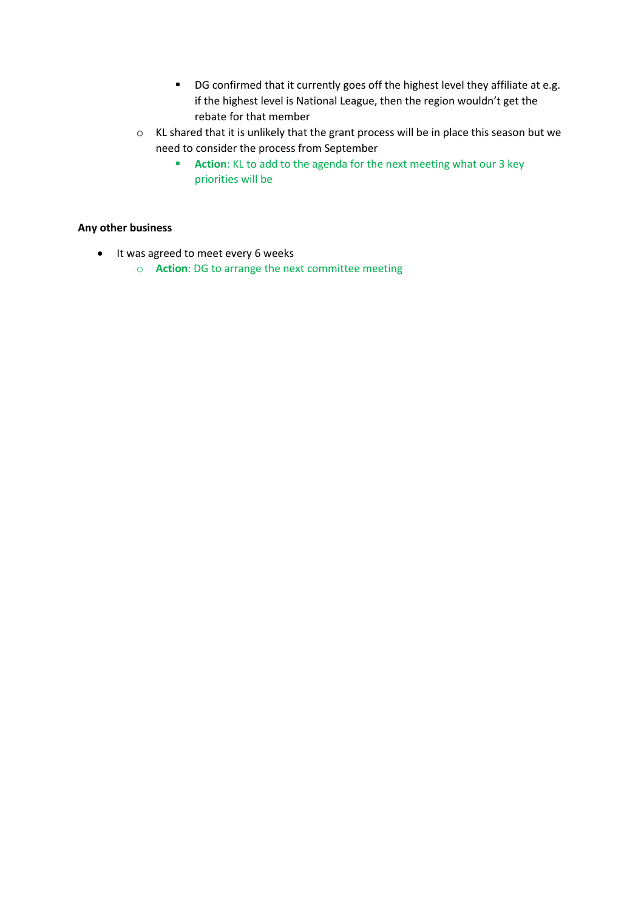- DG confirmed that it currently goes off the highest level they affiliate at e.g. if the highest level is National League, then the region wouldn't get the rebate for that member
    - KL shared that it is unlikely that the grant process will be in place this season but we need to consider the process from September
        - **Action**: KL to add to the agenda for the next meeting what our 3 key priorities will be

**Any other business**

- It was agreed to meet every 6 weeks
    - **Action**: DG to arrange the next committee meeting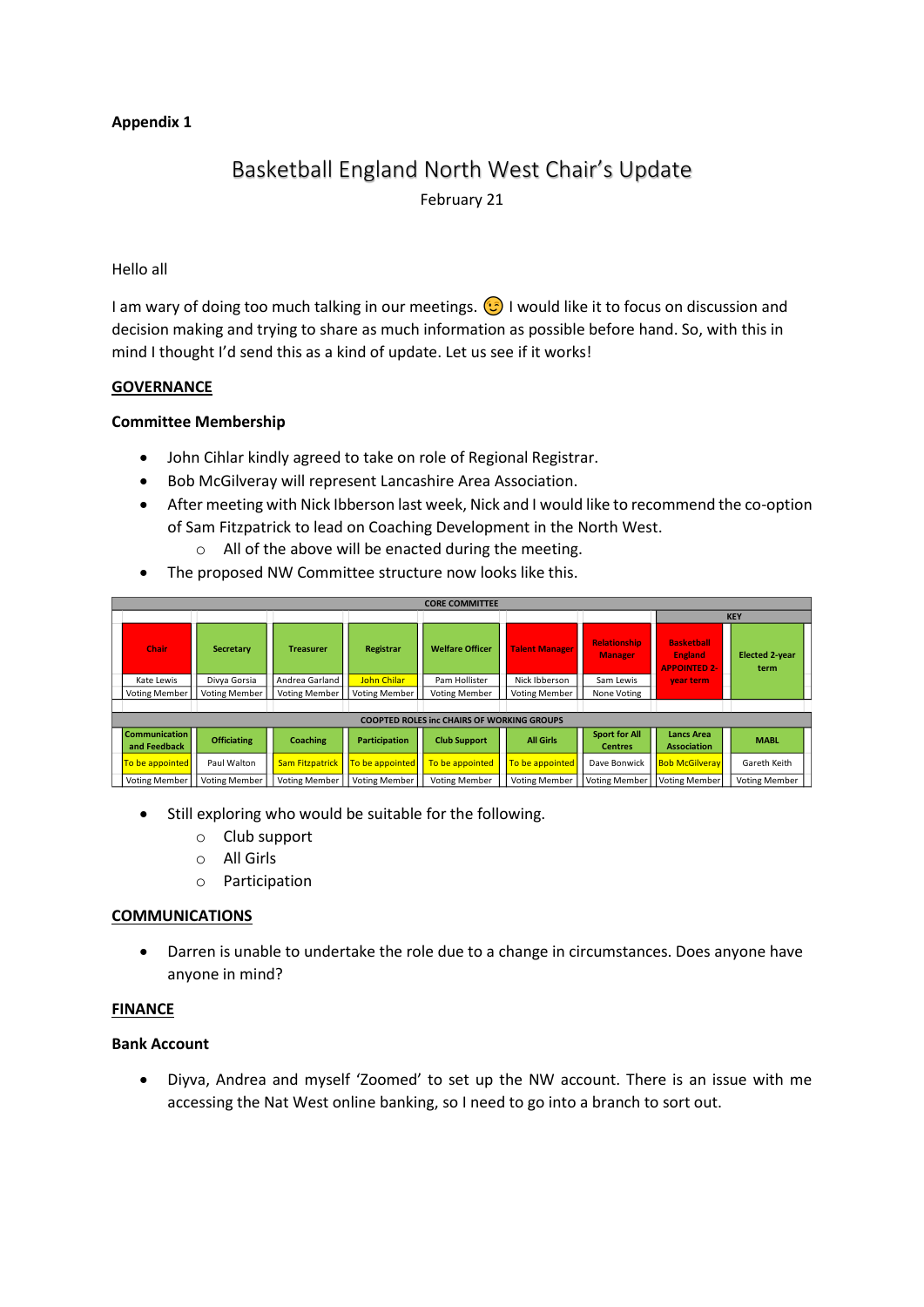**Appendix 1**

# Basketball England North West Chair's Update

February 21

Hello all

I am wary of doing too much talking in our meetings. 😉 I would like it to focus on discussion and decision making and trying to share as much information as possible before hand. So, with this in mind I thought I'd send this as a kind of update. Let us see if it works!

## GOVERNANCE

**Committee Membership**

- John Cihlar kindly agreed to take on role of Regional Registrar.
- Bob McGilveray will represent Lancashire Area Association.
- After meeting with Nick Ibberson last week, Nick and I would like to recommend the co-option of Sam Fitzpatrick to lead on Coaching Development in the North West.
  - All of the above will be enacted during the meeting.
- The proposed NW Committee structure now looks like this.

| CORE COMMITTEE | | | | | | | | |
|---|---|---|---|---|---|---|---|---|
| | | | | | | | KEY | |
| Chair | Secretary | Treasurer | Registrar | Welfare Officer | Talent Manager | Relationship Manager | Basketball England APPOINTED 2-year term | Elected 2-year term |
| Kate Lewis | Divya Gorsia | Andrea Garland | John Chilar | Pam Hollister | Nick Ibberson | Sam Lewis | | |
| Voting Member | Voting Member | Voting Member | Voting Member | Voting Member | Voting Member | None Voting | | |
| **COOPTED ROLES inc CHAIRS OF WORKING GROUPS** | | | | | | | | |
| Communication and Feedback | Officiating | Coaching | Participation | Club Support | All Girls | Sport for All Centres | Lancs Area Association | MABL |
| To be appointed | Paul Walton | Sam Fitzpatrick | To be appointed | To be appointed | To be appointed | Dave Bonwick | Bob McGilveray | Gareth Keith |
| Voting Member | Voting Member | Voting Member | Voting Member | Voting Member | Voting Member | Voting Member | Voting Member | Voting Member |

- Still exploring who would be suitable for the following.
  - Club support
  - All Girls
  - Participation

## COMMUNICATIONS

- Darren is unable to undertake the role due to a change in circumstances. Does anyone have anyone in mind?

## FINANCE

**Bank Account**

- Diyva, Andrea and myself 'Zoomed' to set up the NW account. There is an issue with me accessing the Nat West online banking, so I need to go into a branch to sort out.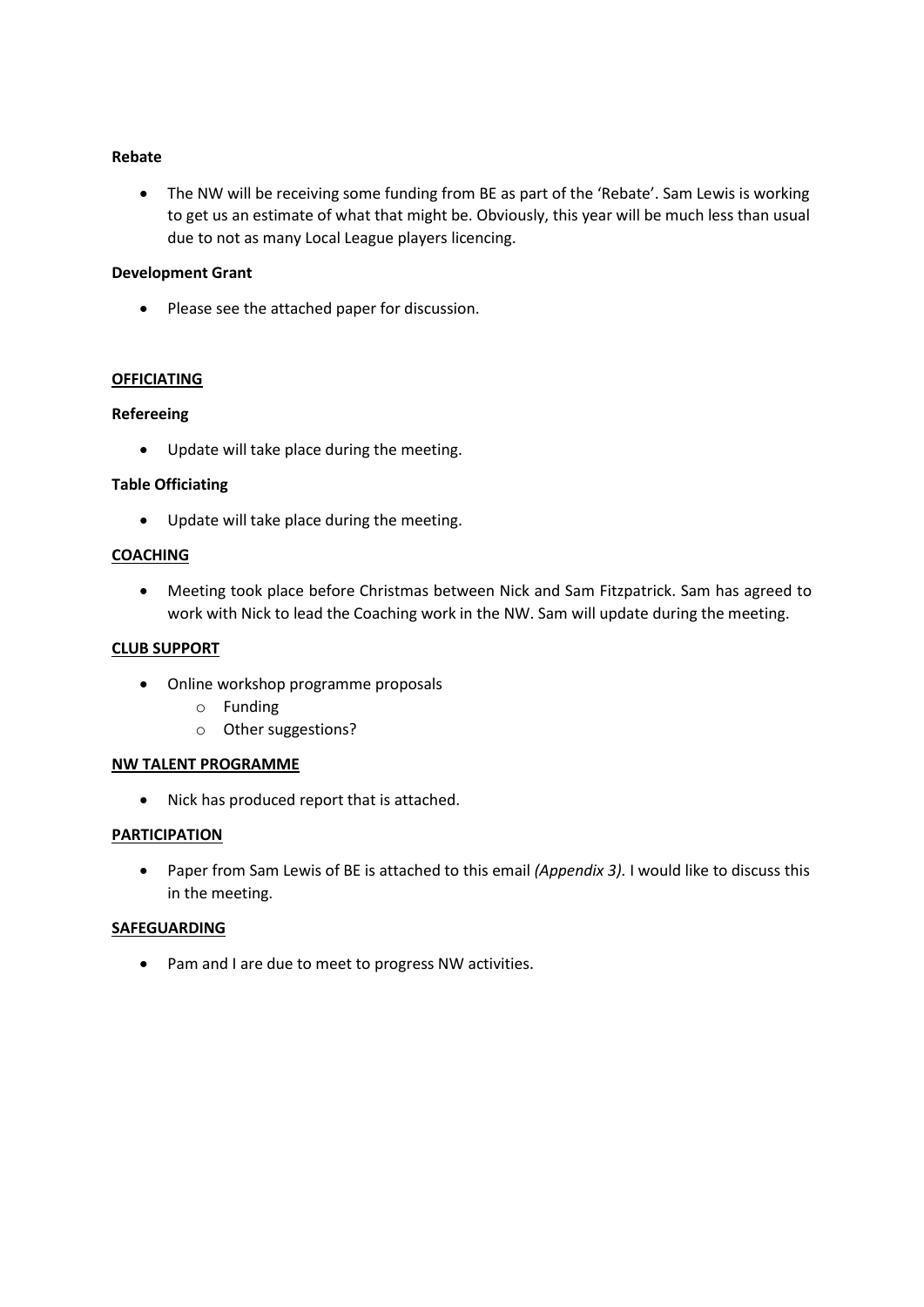**Rebate**

- The NW will be receiving some funding from BE as part of the 'Rebate'. Sam Lewis is working to get us an estimate of what that might be. Obviously, this year will be much less than usual due to not as many Local League players licencing.

**Development Grant**

- Please see the attached paper for discussion.

**<u>OFFICIATING</u>**

**Refereeing**

- Update will take place during the meeting.

**Table Officiating**

- Update will take place during the meeting.

**<u>COACHING</u>**

- Meeting took place before Christmas between Nick and Sam Fitzpatrick. Sam has agreed to work with Nick to lead the Coaching work in the NW. Sam will update during the meeting.

**<u>CLUB SUPPORT</u>**

- Online workshop programme proposals
  - Funding
  - Other suggestions?

**<u>NW TALENT PROGRAMME</u>**

- Nick has produced report that is attached.

**<u>PARTICIPATION</u>**

- Paper from Sam Lewis of BE is attached to this email *(Appendix 3).* I would like to discuss this in the meeting.

**<u>SAFEGUARDING</u>**

- Pam and I are due to meet to progress NW activities.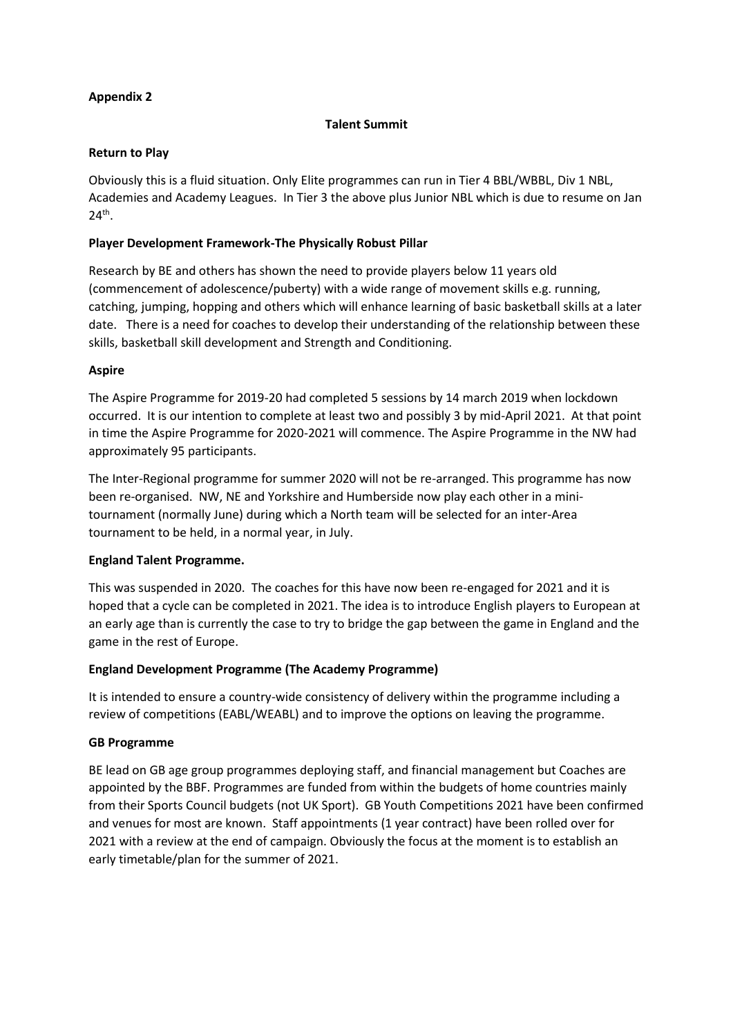**Appendix 2**

**Talent Summit**

**Return to Play**

Obviously this is a fluid situation. Only Elite programmes can run in Tier 4 BBL/WBBL, Div 1 NBL, Academies and Academy Leagues. In Tier 3 the above plus Junior NBL which is due to resume on Jan 24th.

**Player Development Framework-The Physically Robust Pillar**

Research by BE and others has shown the need to provide players below 11 years old (commencement of adolescence/puberty) with a wide range of movement skills e.g. running, catching, jumping, hopping and others which will enhance learning of basic basketball skills at a later date. There is a need for coaches to develop their understanding of the relationship between these skills, basketball skill development and Strength and Conditioning.

**Aspire**

The Aspire Programme for 2019-20 had completed 5 sessions by 14 march 2019 when lockdown occurred. It is our intention to complete at least two and possibly 3 by mid-April 2021. At that point in time the Aspire Programme for 2020-2021 will commence. The Aspire Programme in the NW had approximately 95 participants.

The Inter-Regional programme for summer 2020 will not be re-arranged. This programme has now been re-organised. NW, NE and Yorkshire and Humberside now play each other in a mini-tournament (normally June) during which a North team will be selected for an inter-Area tournament to be held, in a normal year, in July.

**England Talent Programme.**

This was suspended in 2020. The coaches for this have now been re-engaged for 2021 and it is hoped that a cycle can be completed in 2021. The idea is to introduce English players to European at an early age than is currently the case to try to bridge the gap between the game in England and the game in the rest of Europe.

**England Development Programme (The Academy Programme)**

It is intended to ensure a country-wide consistency of delivery within the programme including a review of competitions (EABL/WEABL) and to improve the options on leaving the programme.

**GB Programme**

BE lead on GB age group programmes deploying staff, and financial management but Coaches are appointed by the BBF. Programmes are funded from within the budgets of home countries mainly from their Sports Council budgets (not UK Sport). GB Youth Competitions 2021 have been confirmed and venues for most are known. Staff appointments (1 year contract) have been rolled over for 2021 with a review at the end of campaign. Obviously the focus at the moment is to establish an early timetable/plan for the summer of 2021.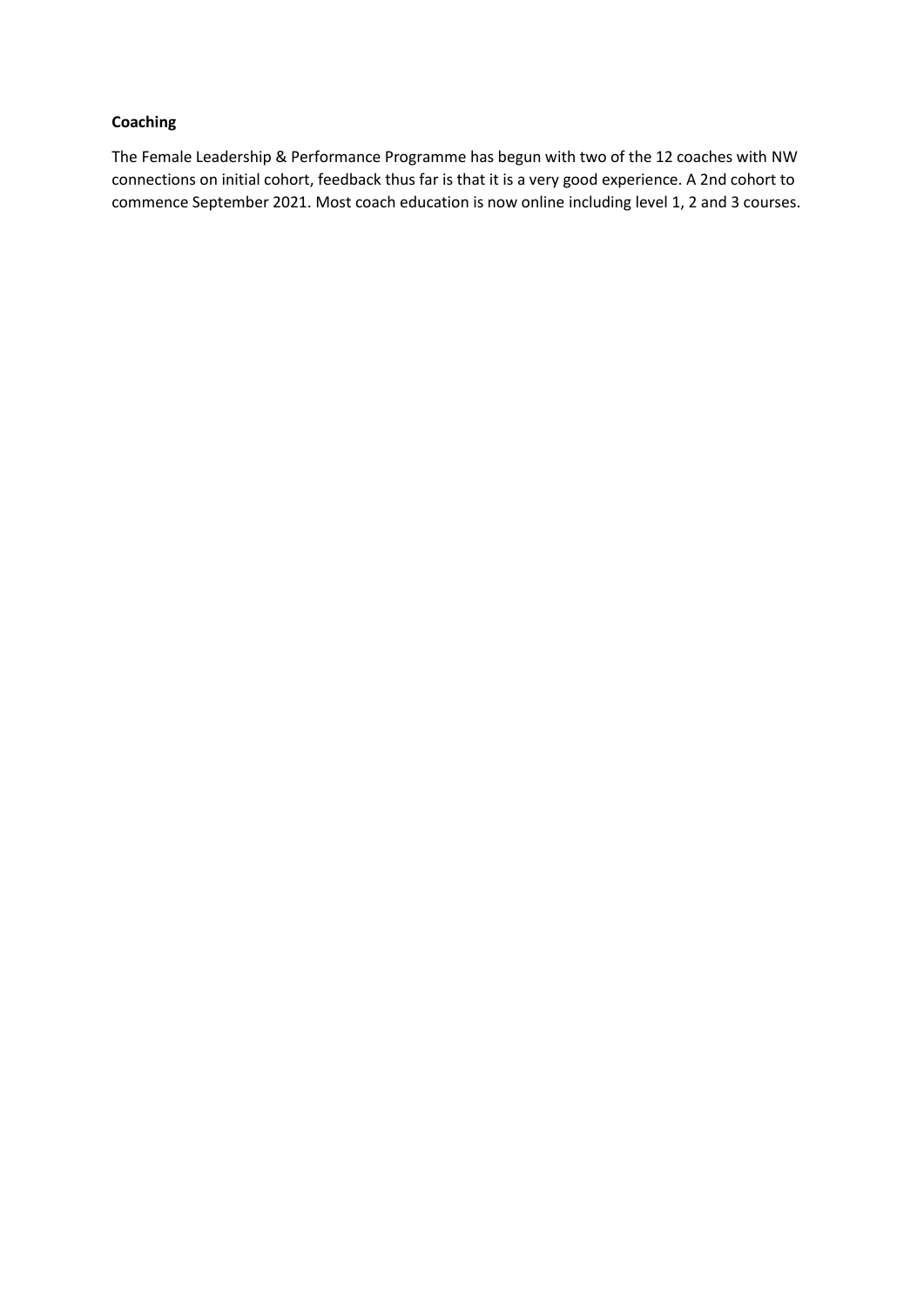**Coaching**

The Female Leadership & Performance Programme has begun with two of the 12 coaches with NW connections on initial cohort, feedback thus far is that it is a very good experience. A 2nd cohort to commence September 2021. Most coach education is now online including level 1, 2 and 3 courses.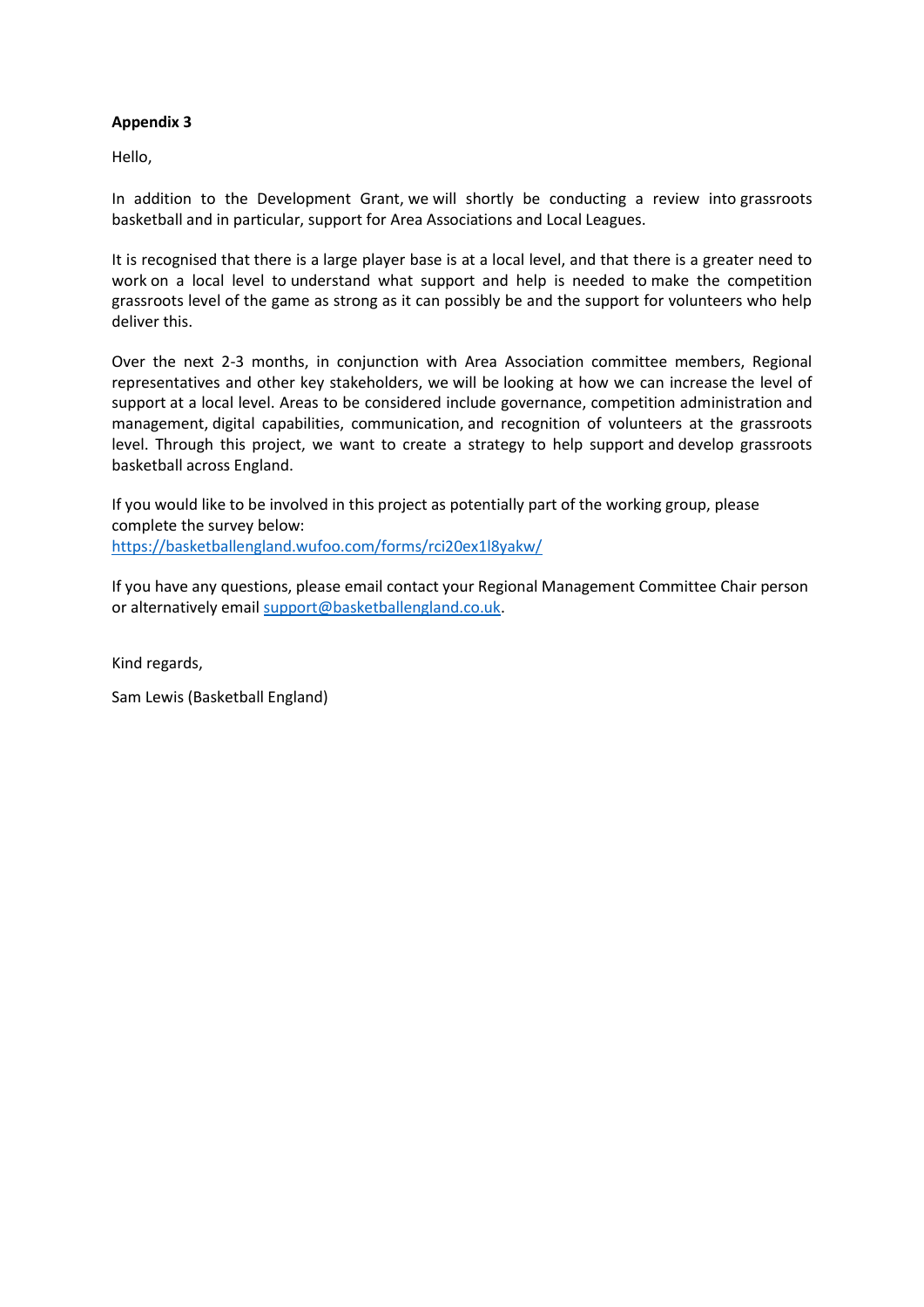**Appendix 3**

Hello,

In addition to the Development Grant, we will shortly be conducting a review into grassroots basketball and in particular, support for Area Associations and Local Leagues.

It is recognised that there is a large player base is at a local level, and that there is a greater need to work on a local level to understand what support and help is needed to make the competition grassroots level of the game as strong as it can possibly be and the support for volunteers who help deliver this.

Over the next 2-3 months, in conjunction with Area Association committee members, Regional representatives and other key stakeholders, we will be looking at how we can increase the level of support at a local level. Areas to be considered include governance, competition administration and management, digital capabilities, communication, and recognition of volunteers at the grassroots level. Through this project, we want to create a strategy to help support and develop grassroots basketball across England.

If you would like to be involved in this project as potentially part of the working group, please complete the survey below:
https://basketballengland.wufoo.com/forms/rci20ex1l8yakw/

If you have any questions, please email contact your Regional Management Committee Chair person or alternatively email support@basketballengland.co.uk.

Kind regards,

Sam Lewis (Basketball England)